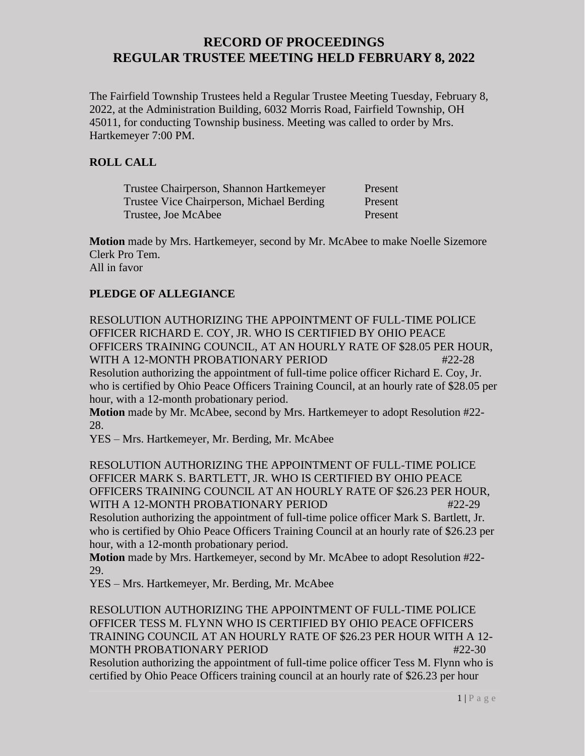# RECORD OF PROCEEDINGS
# REGULAR TRUSTEE MEETING HELD FEBRUARY 8, 2022

The Fairfield Township Trustees held a Regular Trustee Meeting Tuesday, February 8, 2022, at the Administration Building, 6032 Morris Road, Fairfield Township, OH 45011, for conducting Township business. Meeting was called to order by Mrs. Hartkemeyer 7:00 PM.

**ROLL CALL**

| | |
|---|---|
| Trustee Chairperson, Shannon Hartkemeyer | Present |
| Trustee Vice Chairperson, Michael Berding | Present |
| Trustee, Joe McAbee | Present |

**Motion** made by Mrs. Hartkemeyer, second by Mr. McAbee to make Noelle Sizemore Clerk Pro Tem.
All in favor

**PLEDGE OF ALLEGIANCE**

RESOLUTION AUTHORIZING THE APPOINTMENT OF FULL-TIME POLICE OFFICER RICHARD E. COY, JR. WHO IS CERTIFIED BY OHIO PEACE OFFICERS TRAINING COUNCIL, AT AN HOURLY RATE OF $28.05 PER HOUR, WITH A 12-MONTH PROBATIONARY PERIOD #22-28
Resolution authorizing the appointment of full-time police officer Richard E. Coy, Jr. who is certified by Ohio Peace Officers Training Council, at an hourly rate of $28.05 per hour, with a 12-month probationary period.
**Motion** made by Mr. McAbee, second by Mrs. Hartkemeyer to adopt Resolution #22-28.
YES – Mrs. Hartkemeyer, Mr. Berding, Mr. McAbee

RESOLUTION AUTHORIZING THE APPOINTMENT OF FULL-TIME POLICE OFFICER MARK S. BARTLETT, JR. WHO IS CERTIFIED BY OHIO PEACE OFFICERS TRAINING COUNCIL AT AN HOURLY RATE OF $26.23 PER HOUR, WITH A 12-MONTH PROBATIONARY PERIOD #22-29
Resolution authorizing the appointment of full-time police officer Mark S. Bartlett, Jr. who is certified by Ohio Peace Officers Training Council at an hourly rate of $26.23 per hour, with a 12-month probationary period.
**Motion** made by Mrs. Hartkemeyer, second by Mr. McAbee to adopt Resolution #22-29.
YES – Mrs. Hartkemeyer, Mr. Berding, Mr. McAbee

RESOLUTION AUTHORIZING THE APPOINTMENT OF FULL-TIME POLICE OFFICER TESS M. FLYNN WHO IS CERTIFIED BY OHIO PEACE OFFICERS TRAINING COUNCIL AT AN HOURLY RATE OF $26.23 PER HOUR WITH A 12-MONTH PROBATIONARY PERIOD #22-30
Resolution authorizing the appointment of full-time police officer Tess M. Flynn who is certified by Ohio Peace Officers training council at an hourly rate of $26.23 per hour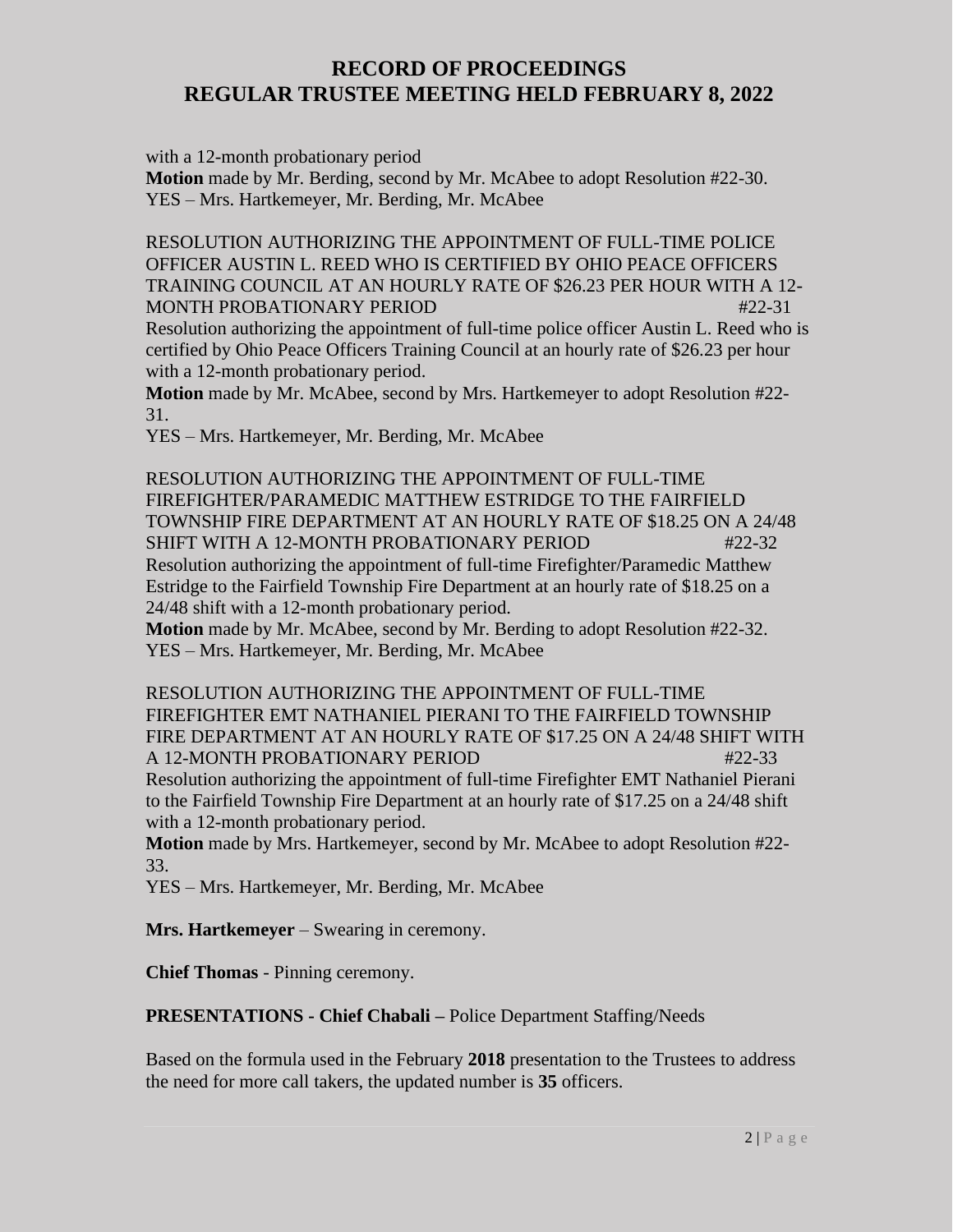with a 12-month probationary period

**Motion** made by Mr. Berding, second by Mr. McAbee to adopt Resolution #22-30.
YES – Mrs. Hartkemeyer, Mr. Berding, Mr. McAbee

RESOLUTION AUTHORIZING THE APPOINTMENT OF FULL-TIME POLICE OFFICER AUSTIN L. REED WHO IS CERTIFIED BY OHIO PEACE OFFICERS TRAINING COUNCIL AT AN HOURLY RATE OF $26.23 PER HOUR WITH A 12-MONTH PROBATIONARY PERIOD #22-31

Resolution authorizing the appointment of full-time police officer Austin L. Reed who is certified by Ohio Peace Officers Training Council at an hourly rate of $26.23 per hour with a 12-month probationary period.

**Motion** made by Mr. McAbee, second by Mrs. Hartkemeyer to adopt Resolution #22-31.
YES – Mrs. Hartkemeyer, Mr. Berding, Mr. McAbee

RESOLUTION AUTHORIZING THE APPOINTMENT OF FULL-TIME FIREFIGHTER/PARAMEDIC MATTHEW ESTRIDGE TO THE FAIRFIELD TOWNSHIP FIRE DEPARTMENT AT AN HOURLY RATE OF $18.25 ON A 24/48 SHIFT WITH A 12-MONTH PROBATIONARY PERIOD #22-32

Resolution authorizing the appointment of full-time Firefighter/Paramedic Matthew Estridge to the Fairfield Township Fire Department at an hourly rate of $18.25 on a 24/48 shift with a 12-month probationary period.

**Motion** made by Mr. McAbee, second by Mr. Berding to adopt Resolution #22-32.
YES – Mrs. Hartkemeyer, Mr. Berding, Mr. McAbee

RESOLUTION AUTHORIZING THE APPOINTMENT OF FULL-TIME FIREFIGHTER EMT NATHANIEL PIERANI TO THE FAIRFIELD TOWNSHIP FIRE DEPARTMENT AT AN HOURLY RATE OF $17.25 ON A 24/48 SHIFT WITH A 12-MONTH PROBATIONARY PERIOD #22-33

Resolution authorizing the appointment of full-time Firefighter EMT Nathaniel Pierani to the Fairfield Township Fire Department at an hourly rate of $17.25 on a 24/48 shift with a 12-month probationary period.

**Motion** made by Mrs. Hartkemeyer, second by Mr. McAbee to adopt Resolution #22-33.
YES – Mrs. Hartkemeyer, Mr. Berding, Mr. McAbee

**Mrs. Hartkemeyer** – Swearing in ceremony.

**Chief Thomas** - Pinning ceremony.

**PRESENTATIONS - Chief Chabali –** Police Department Staffing/Needs

Based on the formula used in the February **2018** presentation to the Trustees to address the need for more call takers, the updated number is **35** officers.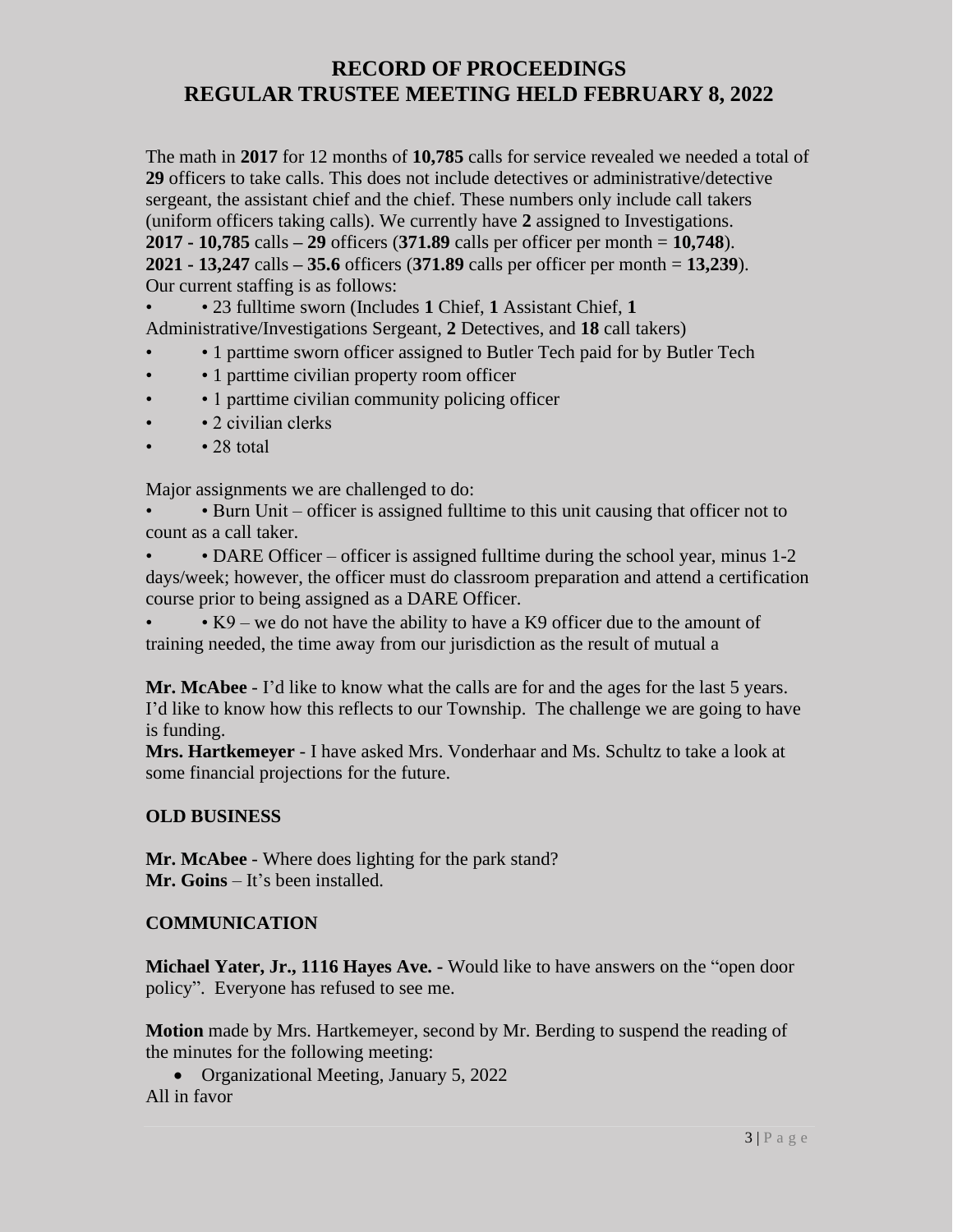The math in **2017** for 12 months of **10,785** calls for service revealed we needed a total of **29** officers to take calls. This does not include detectives or administrative/detective sergeant, the assistant chief and the chief. These numbers only include call takers (uniform officers taking calls). We currently have **2** assigned to Investigations.
**2017 - 10,785** calls **– 29** officers (**371.89** calls per officer per month = **10,748**).
**2021 - 13,247** calls **– 35.6** officers (**371.89** calls per officer per month = **13,239**).
Our current staffing is as follows:

- • 23 fulltime sworn (Includes **1** Chief, **1** Assistant Chief, **1** Administrative/Investigations Sergeant, **2** Detectives, and **18** call takers)
- • 1 parttime sworn officer assigned to Butler Tech paid for by Butler Tech
- • 1 parttime civilian property room officer
- • 1 parttime civilian community policing officer
- • 2 civilian clerks
- • 28 total

Major assignments we are challenged to do:

- • Burn Unit – officer is assigned fulltime to this unit causing that officer not to count as a call taker.
- • DARE Officer – officer is assigned fulltime during the school year, minus 1-2 days/week; however, the officer must do classroom preparation and attend a certification course prior to being assigned as a DARE Officer.
- • K9 – we do not have the ability to have a K9 officer due to the amount of training needed, the time away from our jurisdiction as the result of mutual a

**Mr. McAbee** - I'd like to know what the calls are for and the ages for the last 5 years. I'd like to know how this reflects to our Township. The challenge we are going to have is funding.
**Mrs. Hartkemeyer** - I have asked Mrs. Vonderhaar and Ms. Schultz to take a look at some financial projections for the future.

## OLD BUSINESS

**Mr. McAbee** - Where does lighting for the park stand?
**Mr. Goins** – It's been installed.

## COMMUNICATION

**Michael Yater, Jr., 1116 Hayes Ave. -** Would like to have answers on the "open door policy". Everyone has refused to see me.

**Motion** made by Mrs. Hartkemeyer, second by Mr. Berding to suspend the reading of the minutes for the following meeting:

- Organizational Meeting, January 5, 2022

All in favor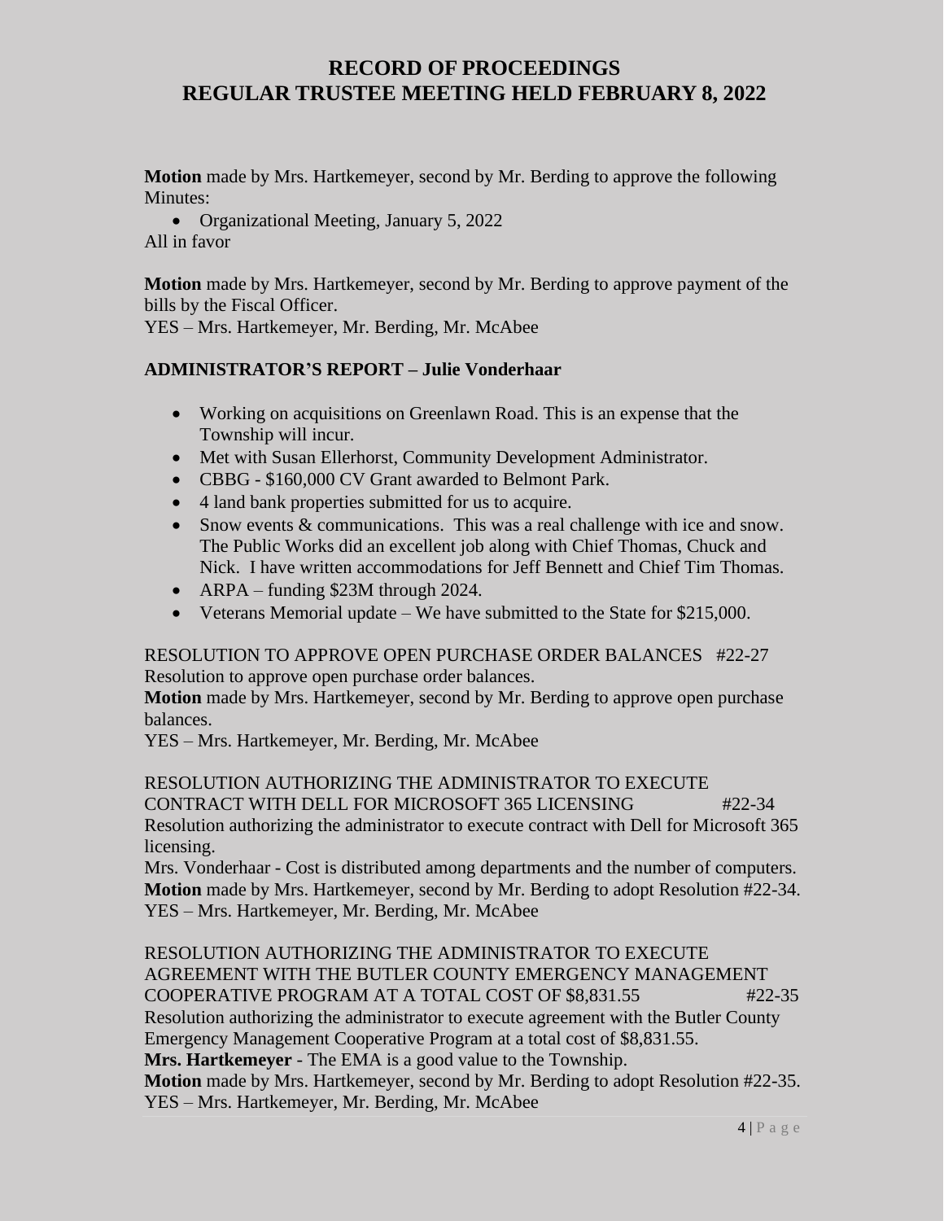# RECORD OF PROCEEDINGS
# REGULAR TRUSTEE MEETING HELD FEBRUARY 8, 2022

**Motion** made by Mrs. Hartkemeyer, second by Mr. Berding to approve the following Minutes:

- Organizational Meeting, January 5, 2022

All in favor

**Motion** made by Mrs. Hartkemeyer, second by Mr. Berding to approve payment of the bills by the Fiscal Officer.
YES – Mrs. Hartkemeyer, Mr. Berding, Mr. McAbee

**ADMINISTRATOR'S REPORT – Julie Vonderhaar**

- Working on acquisitions on Greenlawn Road. This is an expense that the Township will incur.
- Met with Susan Ellerhorst, Community Development Administrator.
- CBBG - $160,000 CV Grant awarded to Belmont Park.
- 4 land bank properties submitted for us to acquire.
- Snow events & communications. This was a real challenge with ice and snow. The Public Works did an excellent job along with Chief Thomas, Chuck and Nick. I have written accommodations for Jeff Bennett and Chief Tim Thomas.
- ARPA – funding $23M through 2024.
- Veterans Memorial update – We have submitted to the State for $215,000.

RESOLUTION TO APPROVE OPEN PURCHASE ORDER BALANCES #22-27
Resolution to approve open purchase order balances.
**Motion** made by Mrs. Hartkemeyer, second by Mr. Berding to approve open purchase balances.
YES – Mrs. Hartkemeyer, Mr. Berding, Mr. McAbee

RESOLUTION AUTHORIZING THE ADMINISTRATOR TO EXECUTE CONTRACT WITH DELL FOR MICROSOFT 365 LICENSING #22-34
Resolution authorizing the administrator to execute contract with Dell for Microsoft 365 licensing.
Mrs. Vonderhaar - Cost is distributed among departments and the number of computers.
**Motion** made by Mrs. Hartkemeyer, second by Mr. Berding to adopt Resolution #22-34.
YES – Mrs. Hartkemeyer, Mr. Berding, Mr. McAbee

RESOLUTION AUTHORIZING THE ADMINISTRATOR TO EXECUTE AGREEMENT WITH THE BUTLER COUNTY EMERGENCY MANAGEMENT COOPERATIVE PROGRAM AT A TOTAL COST OF $8,831.55 #22-35
Resolution authorizing the administrator to execute agreement with the Butler County Emergency Management Cooperative Program at a total cost of $8,831.55.
**Mrs. Hartkemeyer** - The EMA is a good value to the Township.
**Motion** made by Mrs. Hartkemeyer, second by Mr. Berding to adopt Resolution #22-35.
YES – Mrs. Hartkemeyer, Mr. Berding, Mr. McAbee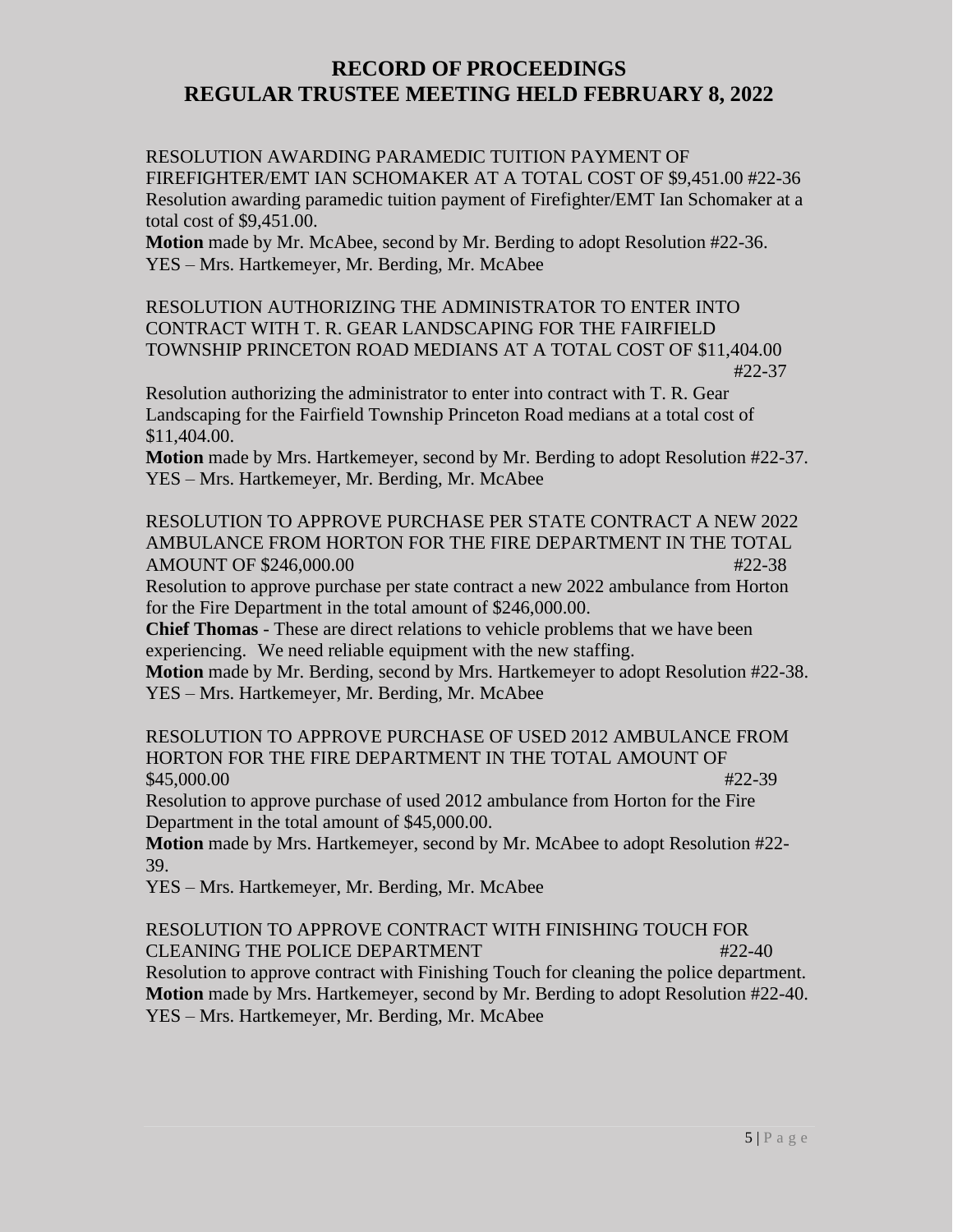# RECORD OF PROCEEDINGS
# REGULAR TRUSTEE MEETING HELD FEBRUARY 8, 2022

RESOLUTION AWARDING PARAMEDIC TUITION PAYMENT OF FIREFIGHTER/EMT IAN SCHOMAKER AT A TOTAL COST OF $9,451.00 #22-36

Resolution awarding paramedic tuition payment of Firefighter/EMT Ian Schomaker at a total cost of $9,451.00.

**Motion** made by Mr. McAbee, second by Mr. Berding to adopt Resolution #22-36.
YES – Mrs. Hartkemeyer, Mr. Berding, Mr. McAbee

RESOLUTION AUTHORIZING THE ADMINISTRATOR TO ENTER INTO CONTRACT WITH T. R. GEAR LANDSCAPING FOR THE FAIRFIELD TOWNSHIP PRINCETON ROAD MEDIANS AT A TOTAL COST OF $11,404.00 #22-37

Resolution authorizing the administrator to enter into contract with T. R. Gear Landscaping for the Fairfield Township Princeton Road medians at a total cost of $11,404.00.

**Motion** made by Mrs. Hartkemeyer, second by Mr. Berding to adopt Resolution #22-37.
YES – Mrs. Hartkemeyer, Mr. Berding, Mr. McAbee

RESOLUTION TO APPROVE PURCHASE PER STATE CONTRACT A NEW 2022 AMBULANCE FROM HORTON FOR THE FIRE DEPARTMENT IN THE TOTAL AMOUNT OF $246,000.00 #22-38

Resolution to approve purchase per state contract a new 2022 ambulance from Horton for the Fire Department in the total amount of $246,000.00.

**Chief Thomas** - These are direct relations to vehicle problems that we have been experiencing. We need reliable equipment with the new staffing.

**Motion** made by Mr. Berding, second by Mrs. Hartkemeyer to adopt Resolution #22-38.
YES – Mrs. Hartkemeyer, Mr. Berding, Mr. McAbee

RESOLUTION TO APPROVE PURCHASE OF USED 2012 AMBULANCE FROM HORTON FOR THE FIRE DEPARTMENT IN THE TOTAL AMOUNT OF $45,000.00 #22-39

Resolution to approve purchase of used 2012 ambulance from Horton for the Fire Department in the total amount of $45,000.00.

**Motion** made by Mrs. Hartkemeyer, second by Mr. McAbee to adopt Resolution #22-39.
YES – Mrs. Hartkemeyer, Mr. Berding, Mr. McAbee

RESOLUTION TO APPROVE CONTRACT WITH FINISHING TOUCH FOR CLEANING THE POLICE DEPARTMENT #22-40

Resolution to approve contract with Finishing Touch for cleaning the police department.

**Motion** made by Mrs. Hartkemeyer, second by Mr. Berding to adopt Resolution #22-40.
YES – Mrs. Hartkemeyer, Mr. Berding, Mr. McAbee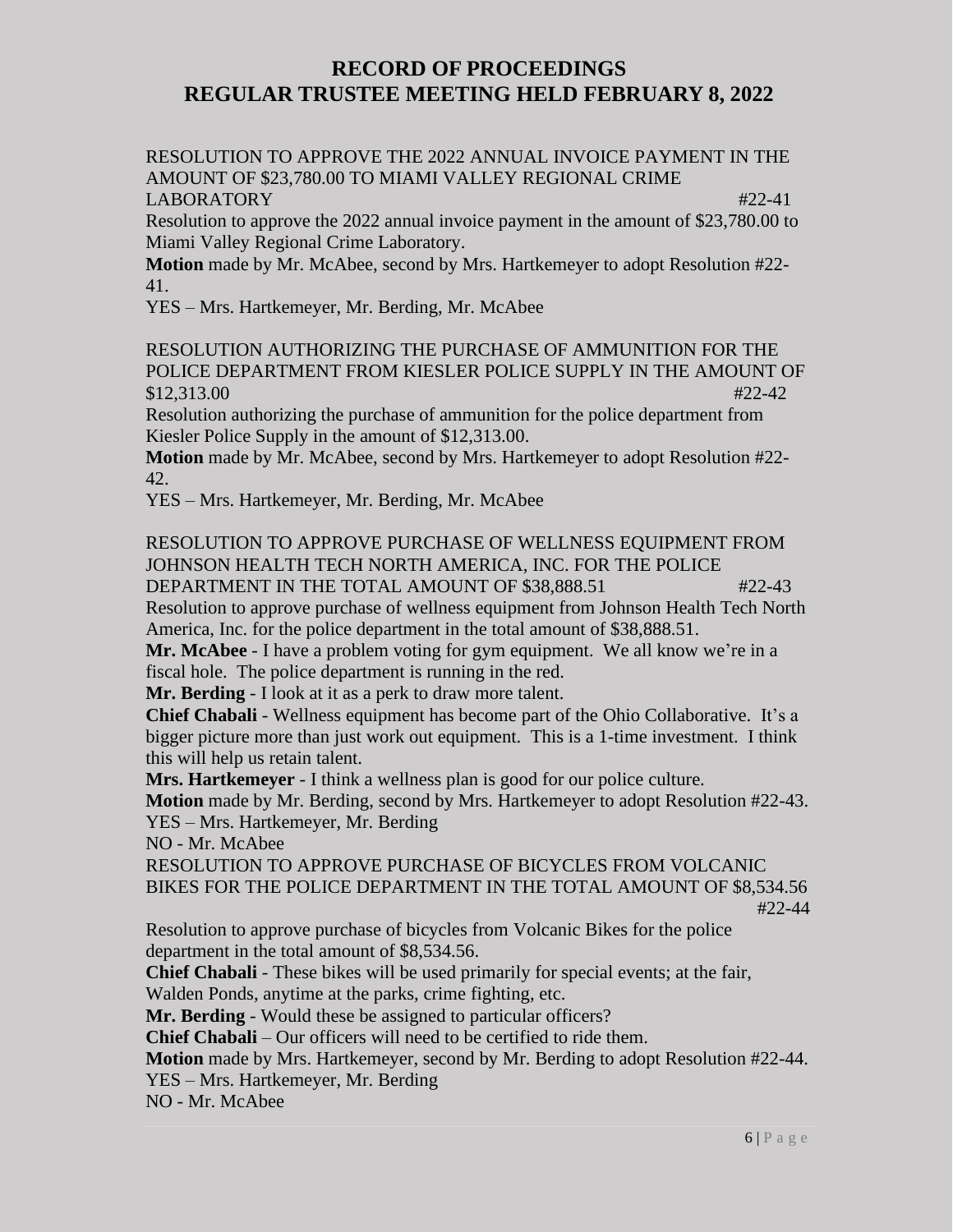# RECORD OF PROCEEDINGS
# REGULAR TRUSTEE MEETING HELD FEBRUARY 8, 2022

RESOLUTION TO APPROVE THE 2022 ANNUAL INVOICE PAYMENT IN THE AMOUNT OF $23,780.00 TO MIAMI VALLEY REGIONAL CRIME LABORATORY #22-41

Resolution to approve the 2022 annual invoice payment in the amount of $23,780.00 to Miami Valley Regional Crime Laboratory.

**Motion** made by Mr. McAbee, second by Mrs. Hartkemeyer to adopt Resolution #22-41.

YES – Mrs. Hartkemeyer, Mr. Berding, Mr. McAbee

RESOLUTION AUTHORIZING THE PURCHASE OF AMMUNITION FOR THE POLICE DEPARTMENT FROM KIESLER POLICE SUPPLY IN THE AMOUNT OF $12,313.00 #22-42

Resolution authorizing the purchase of ammunition for the police department from Kiesler Police Supply in the amount of $12,313.00.

**Motion** made by Mr. McAbee, second by Mrs. Hartkemeyer to adopt Resolution #22-42.

YES – Mrs. Hartkemeyer, Mr. Berding, Mr. McAbee

RESOLUTION TO APPROVE PURCHASE OF WELLNESS EQUIPMENT FROM JOHNSON HEALTH TECH NORTH AMERICA, INC. FOR THE POLICE DEPARTMENT IN THE TOTAL AMOUNT OF $38,888.51 #22-43

Resolution to approve purchase of wellness equipment from Johnson Health Tech North America, Inc. for the police department in the total amount of $38,888.51.

**Mr. McAbee** - I have a problem voting for gym equipment. We all know we're in a fiscal hole. The police department is running in the red.

**Mr. Berding** - I look at it as a perk to draw more talent.

**Chief Chabali** - Wellness equipment has become part of the Ohio Collaborative. It's a bigger picture more than just work out equipment. This is a 1-time investment. I think this will help us retain talent.

**Mrs. Hartkemeyer** - I think a wellness plan is good for our police culture.

**Motion** made by Mr. Berding, second by Mrs. Hartkemeyer to adopt Resolution #22-43.

YES – Mrs. Hartkemeyer, Mr. Berding

NO - Mr. McAbee

RESOLUTION TO APPROVE PURCHASE OF BICYCLES FROM VOLCANIC BIKES FOR THE POLICE DEPARTMENT IN THE TOTAL AMOUNT OF $8,534.56 #22-44

Resolution to approve purchase of bicycles from Volcanic Bikes for the police department in the total amount of $8,534.56.

**Chief Chabali** - These bikes will be used primarily for special events; at the fair, Walden Ponds, anytime at the parks, crime fighting, etc.

**Mr. Berding** - Would these be assigned to particular officers?

**Chief Chabali** – Our officers will need to be certified to ride them.

**Motion** made by Mrs. Hartkemeyer, second by Mr. Berding to adopt Resolution #22-44.

YES – Mrs. Hartkemeyer, Mr. Berding

NO - Mr. McAbee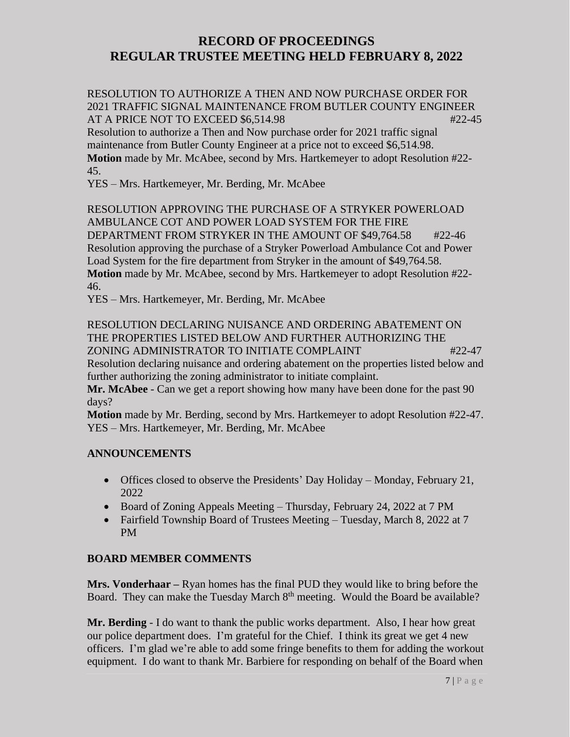RESOLUTION TO AUTHORIZE A THEN AND NOW PURCHASE ORDER FOR 2021 TRAFFIC SIGNAL MAINTENANCE FROM BUTLER COUNTY ENGINEER AT A PRICE NOT TO EXCEED $6,514.98 #22-45

Resolution to authorize a Then and Now purchase order for 2021 traffic signal maintenance from Butler County Engineer at a price not to exceed $6,514.98.

**Motion** made by Mr. McAbee, second by Mrs. Hartkemeyer to adopt Resolution #22-45.

YES – Mrs. Hartkemeyer, Mr. Berding, Mr. McAbee

RESOLUTION APPROVING THE PURCHASE OF A STRYKER POWERLOAD AMBULANCE COT AND POWER LOAD SYSTEM FOR THE FIRE DEPARTMENT FROM STRYKER IN THE AMOUNT OF $49,764.58 #22-46

Resolution approving the purchase of a Stryker Powerload Ambulance Cot and Power Load System for the fire department from Stryker in the amount of $49,764.58.

**Motion** made by Mr. McAbee, second by Mrs. Hartkemeyer to adopt Resolution #22-46.

YES – Mrs. Hartkemeyer, Mr. Berding, Mr. McAbee

RESOLUTION DECLARING NUISANCE AND ORDERING ABATEMENT ON THE PROPERTIES LISTED BELOW AND FURTHER AUTHORIZING THE ZONING ADMINISTRATOR TO INITIATE COMPLAINT #22-47

Resolution declaring nuisance and ordering abatement on the properties listed below and further authorizing the zoning administrator to initiate complaint.

**Mr. McAbee** - Can we get a report showing how many have been done for the past 90 days?

**Motion** made by Mr. Berding, second by Mrs. Hartkemeyer to adopt Resolution #22-47.

YES – Mrs. Hartkemeyer, Mr. Berding, Mr. McAbee

## ANNOUNCEMENTS

- Offices closed to observe the Presidents' Day Holiday – Monday, February 21, 2022
- Board of Zoning Appeals Meeting – Thursday, February 24, 2022 at 7 PM
- Fairfield Township Board of Trustees Meeting – Tuesday, March 8, 2022 at 7 PM

## BOARD MEMBER COMMENTS

**Mrs. Vonderhaar –** Ryan homes has the final PUD they would like to bring before the Board. They can make the Tuesday March 8th meeting. Would the Board be available?

**Mr. Berding** - I do want to thank the public works department. Also, I hear how great our police department does. I'm grateful for the Chief. I think its great we get 4 new officers. I'm glad we're able to add some fringe benefits to them for adding the workout equipment. I do want to thank Mr. Barbiere for responding on behalf of the Board when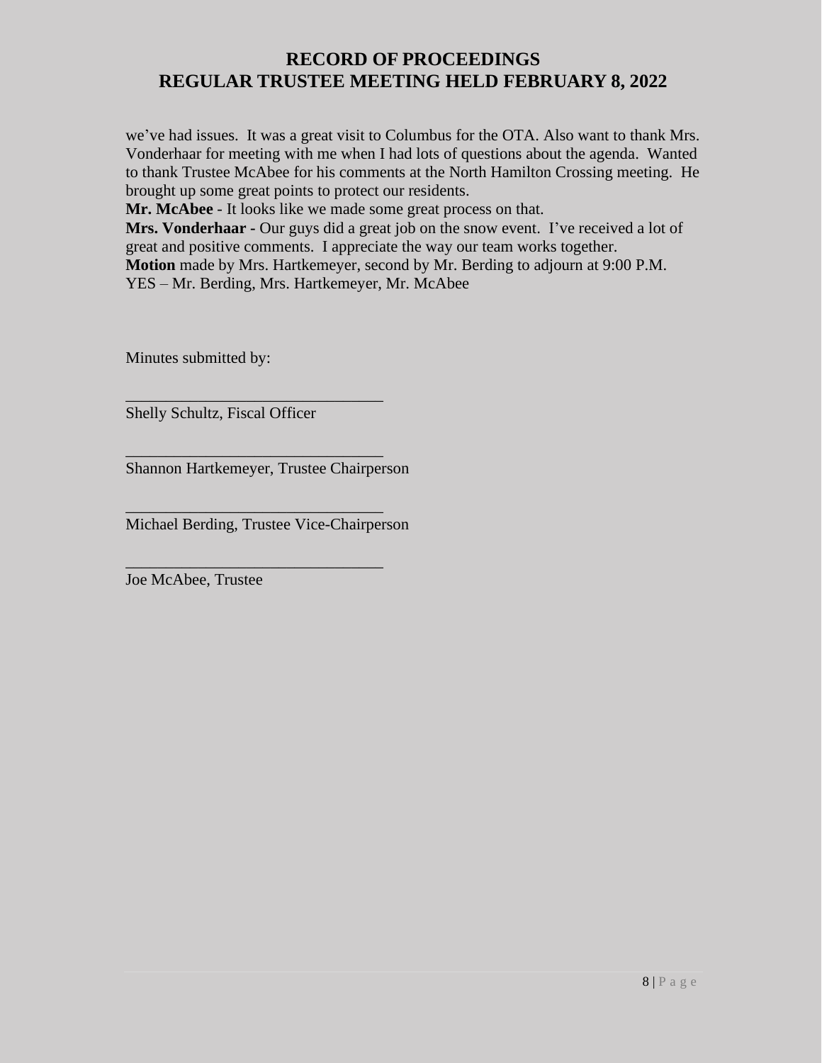we've had issues. It was a great visit to Columbus for the OTA. Also want to thank Mrs. Vonderhaar for meeting with me when I had lots of questions about the agenda. Wanted to thank Trustee McAbee for his comments at the North Hamilton Crossing meeting. He brought up some great points to protect our residents.

**Mr. McAbee** - It looks like we made some great process on that.

**Mrs. Vonderhaar -** Our guys did a great job on the snow event. I've received a lot of great and positive comments. I appreciate the way our team works together.

**Motion** made by Mrs. Hartkemeyer, second by Mr. Berding to adjourn at 9:00 P.M.
YES – Mr. Berding, Mrs. Hartkemeyer, Mr. McAbee

Minutes submitted by:

________________________________
Shelly Schultz, Fiscal Officer

________________________________
Shannon Hartkemeyer, Trustee Chairperson

________________________________
Michael Berding, Trustee Vice-Chairperson

________________________________
Joe McAbee, Trustee